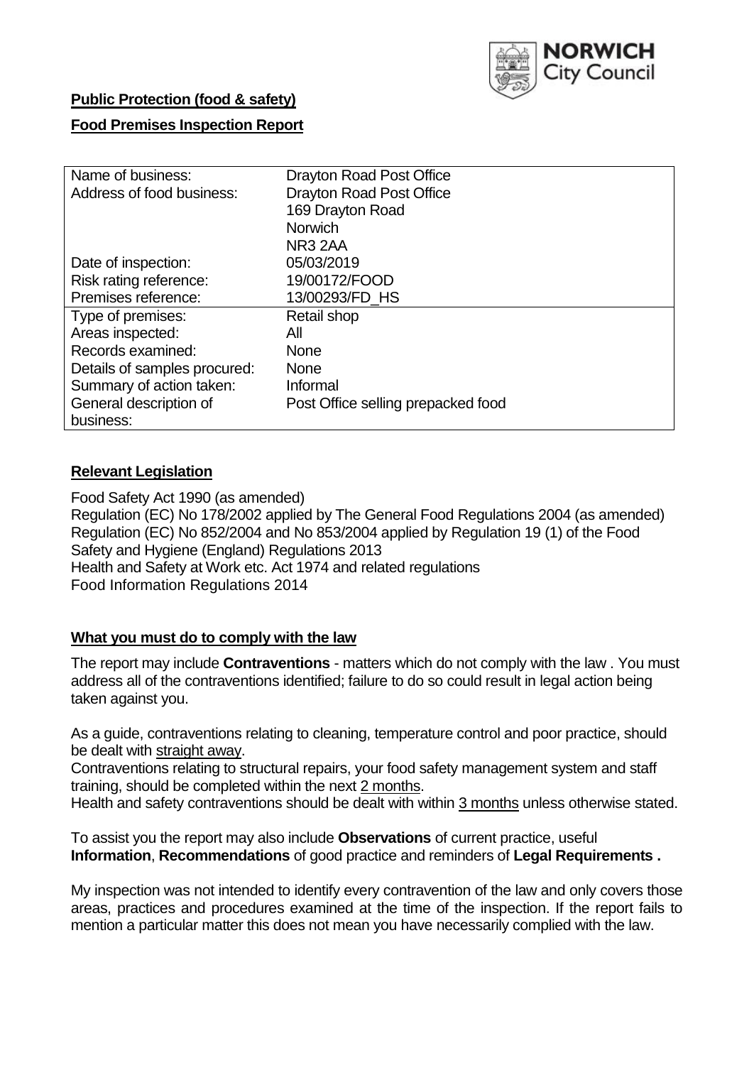NORWICH City Council

**Public Protection (food & safety)**

**Food Premises Inspection Report**

| | |
|---|---|
| Name of business: | Drayton Road Post Office |
| Address of food business: | Drayton Road Post Office<br>169 Drayton Road<br>Norwich<br>NR3 2AA |
| Date of inspection: | 05/03/2019 |
| Risk rating reference: | 19/00172/FOOD |
| Premises reference: | 13/00293/FD_HS |
| Type of premises: | Retail shop |
| Areas inspected: | All |
| Records examined: | None |
| Details of samples procured: | None |
| Summary of action taken: | Informal |
| General description of business: | Post Office selling prepacked food |

**Relevant Legislation**

Food Safety Act 1990 (as amended)
Regulation (EC) No 178/2002 applied by The General Food Regulations 2004 (as amended)
Regulation (EC) No 852/2004 and No 853/2004 applied by Regulation 19 (1) of the Food Safety and Hygiene (England) Regulations 2013
Health and Safety at Work etc. Act 1974 and related regulations
Food Information Regulations 2014

**What you must do to comply with the law**

The report may include **Contraventions** - matters which do not comply with the law . You must address all of the contraventions identified; failure to do so could result in legal action being taken against you.

As a guide, contraventions relating to cleaning, temperature control and poor practice, should be dealt with straight away.
Contraventions relating to structural repairs, your food safety management system and staff training, should be completed within the next 2 months.
Health and safety contraventions should be dealt with within 3 months unless otherwise stated.

To assist you the report may also include **Observations** of current practice, useful **Information**, **Recommendations** of good practice and reminders of **Legal Requirements .**

My inspection was not intended to identify every contravention of the law and only covers those areas, practices and procedures examined at the time of the inspection. If the report fails to mention a particular matter this does not mean you have necessarily complied with the law.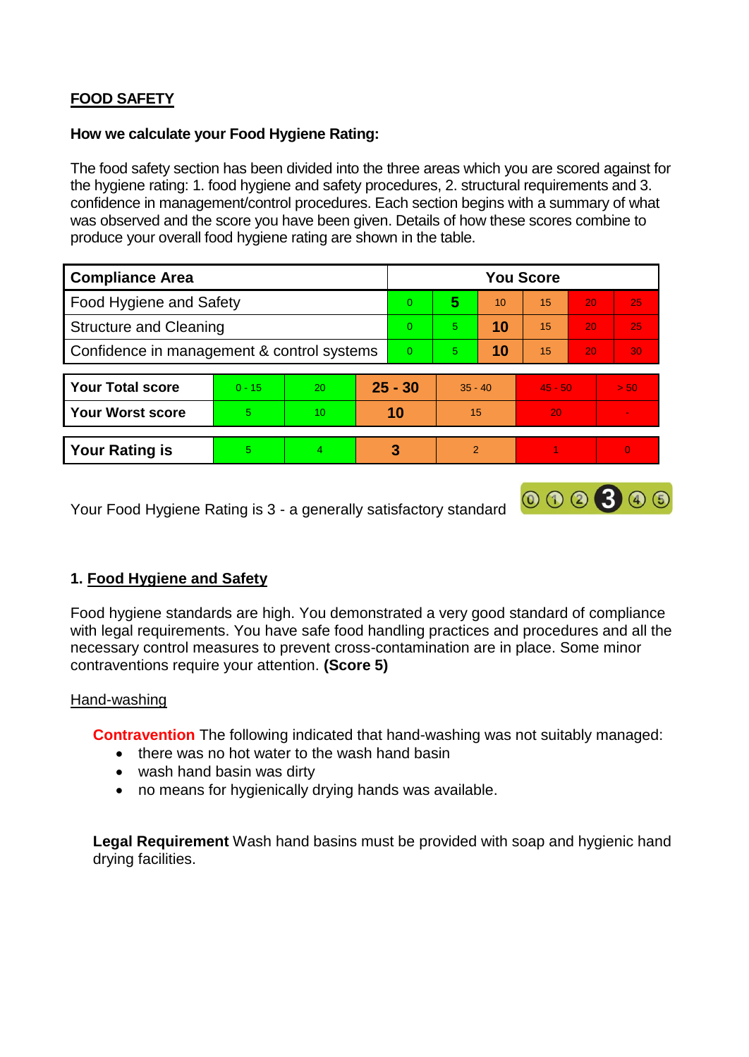**FOOD SAFETY**

**How we calculate your Food Hygiene Rating:**

The food safety section has been divided into the three areas which you are scored against for the hygiene rating: 1. food hygiene and safety procedures, 2. structural requirements and 3. confidence in management/control procedures. Each section begins with a summary of what was observed and the score you have been given. Details of how these scores combine to produce your overall food hygiene rating are shown in the table.

| Compliance Area | You Score | | | | | |
|---|---|---|---|---|---|---|
| Food Hygiene and Safety | 0 | **5** | 10 | 15 | 20 | 25 |
| Structure and Cleaning | 0 | 5 | **10** | 15 | 20 | 25 |
| Confidence in management & control systems | 0 | 5 | **10** | 15 | 20 | 30 |

| | | | | | | |
|---|---|---|---|---|---|---|
| **Your Total score** | 0 - 15 | 20 | **25 - 30** | 35 - 40 | 45 - 50 | > 50 |
| **Your Worst score** | 5 | 10 | **10** | 15 | 20 | - |

| | | | | | | |
|---|---|---|---|---|---|---|
| **Your Rating is** | 5 | 4 | **3** | 2 | 1 | 0 |

Your Food Hygiene Rating is 3 - a generally satisfactory standard

## 1. Food Hygiene and Safety

Food hygiene standards are high. You demonstrated a very good standard of compliance with legal requirements. You have safe food handling practices and procedures and all the necessary control measures to prevent cross-contamination are in place. Some minor contraventions require your attention. **(Score 5)**

### Hand-washing

**Contravention** The following indicated that hand-washing was not suitably managed:

- there was no hot water to the wash hand basin
- wash hand basin was dirty
- no means for hygienically drying hands was available.

**Legal Requirement** Wash hand basins must be provided with soap and hygienic hand drying facilities.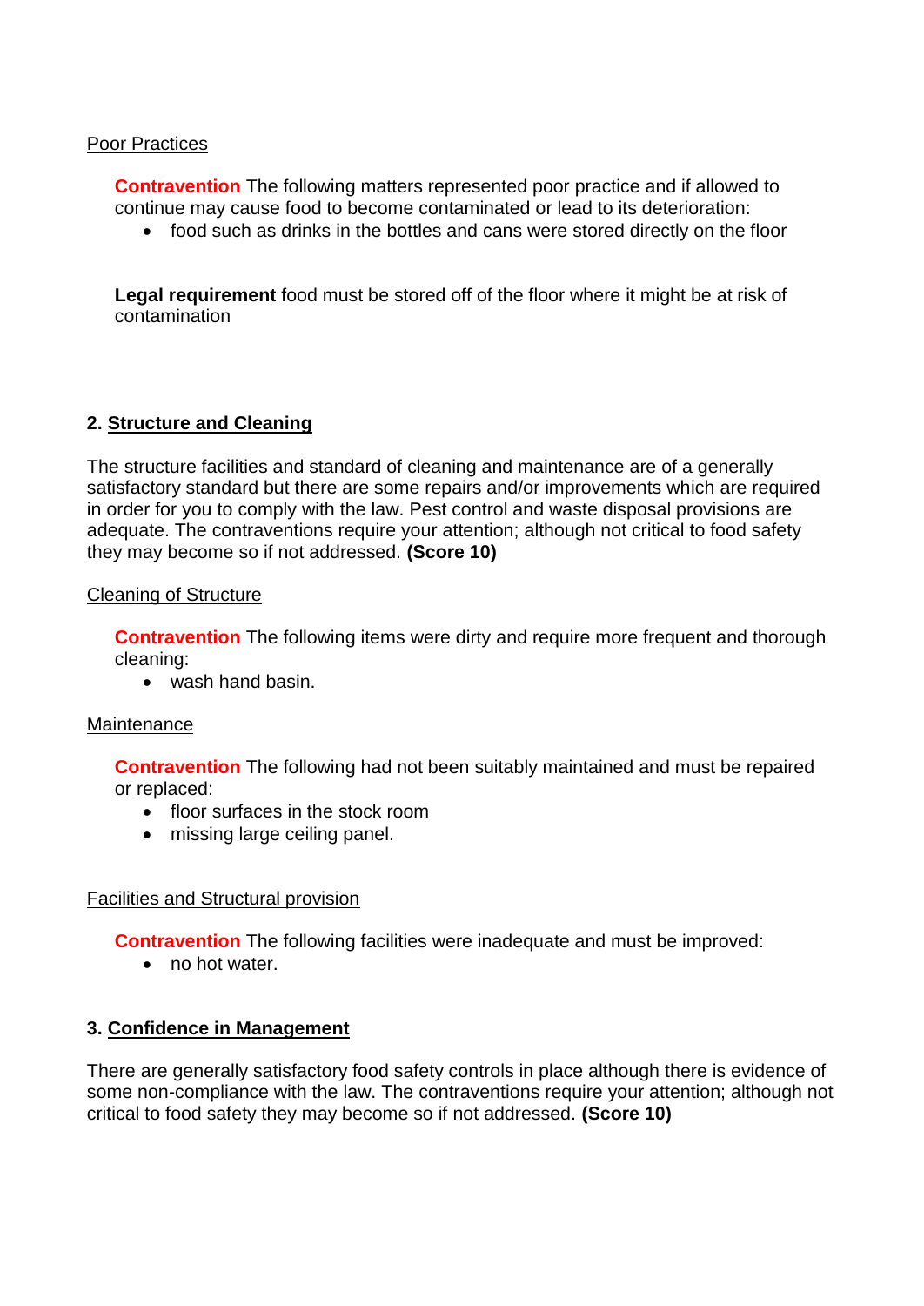Poor Practices

**Contravention** The following matters represented poor practice and if allowed to continue may cause food to become contaminated or lead to its deterioration:

- food such as drinks in the bottles and cans were stored directly on the floor

**Legal requirement** food must be stored off of the floor where it might be at risk of contamination

## 2. Structure and Cleaning

The structure facilities and standard of cleaning and maintenance are of a generally satisfactory standard but there are some repairs and/or improvements which are required in order for you to comply with the law. Pest control and waste disposal provisions are adequate. The contraventions require your attention; although not critical to food safety they may become so if not addressed. **(Score 10)**

Cleaning of Structure

**Contravention** The following items were dirty and require more frequent and thorough cleaning:

- wash hand basin.

Maintenance

**Contravention** The following had not been suitably maintained and must be repaired or replaced:

- floor surfaces in the stock room
- missing large ceiling panel.

Facilities and Structural provision

**Contravention** The following facilities were inadequate and must be improved:

- no hot water.

## 3. Confidence in Management

There are generally satisfactory food safety controls in place although there is evidence of some non-compliance with the law. The contraventions require your attention; although not critical to food safety they may become so if not addressed. **(Score 10)**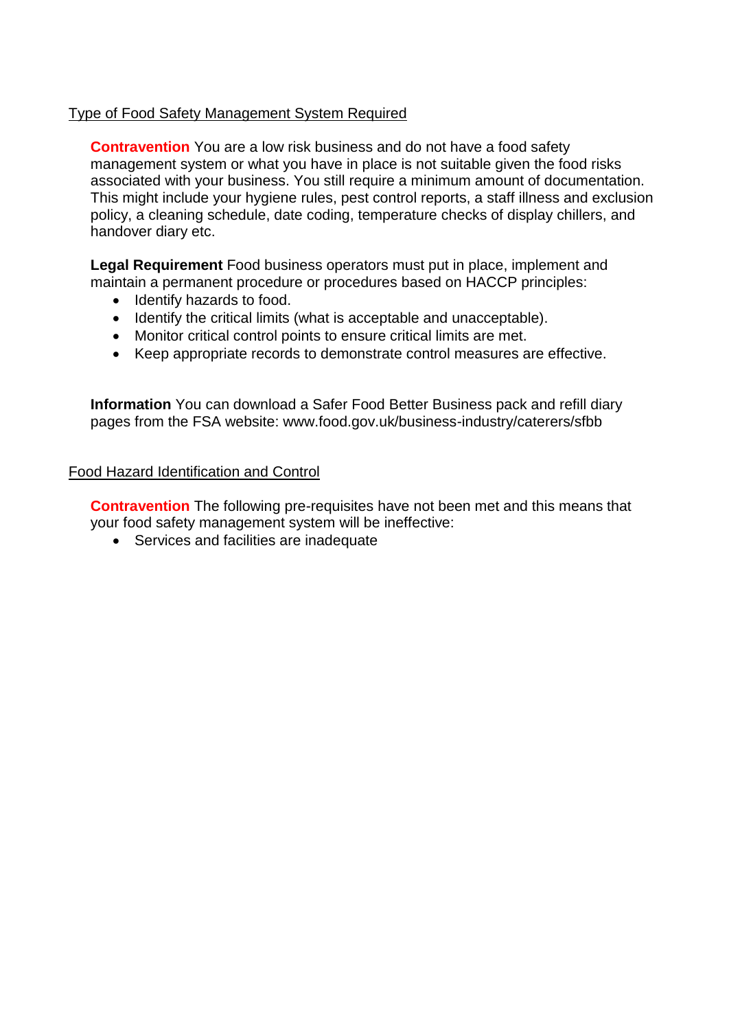Type of Food Safety Management System Required

**Contravention** You are a low risk business and do not have a food safety management system or what you have in place is not suitable given the food risks associated with your business. You still require a minimum amount of documentation. This might include your hygiene rules, pest control reports, a staff illness and exclusion policy, a cleaning schedule, date coding, temperature checks of display chillers, and handover diary etc.

**Legal Requirement** Food business operators must put in place, implement and maintain a permanent procedure or procedures based on HACCP principles:

- Identify hazards to food.
- Identify the critical limits (what is acceptable and unacceptable).
- Monitor critical control points to ensure critical limits are met.
- Keep appropriate records to demonstrate control measures are effective.

**Information** You can download a Safer Food Better Business pack and refill diary pages from the FSA website: www.food.gov.uk/business-industry/caterers/sfbb

Food Hazard Identification and Control

**Contravention** The following pre-requisites have not been met and this means that your food safety management system will be ineffective:

- Services and facilities are inadequate